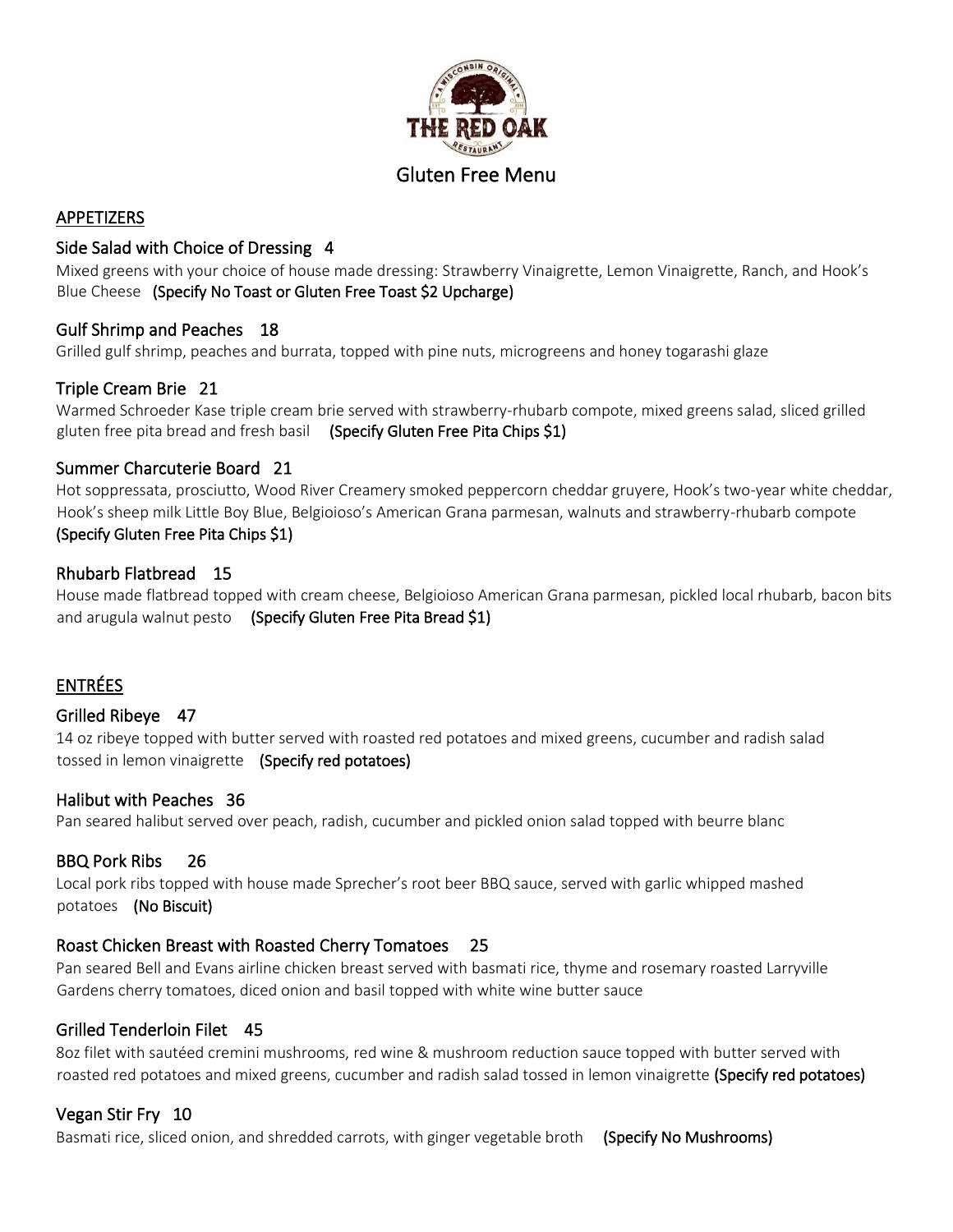# THE RED OAK

## Gluten Free Menu

### APPETIZERS

**Side Salad with Choice of Dressing   4**
Mixed greens with your choice of house made dressing: Strawberry Vinaigrette, Lemon Vinaigrette, Ranch, and Hook's Blue Cheese **(Specify No Toast or Gluten Free Toast $2 Upcharge)**

**Gulf Shrimp and Peaches   18**
Grilled gulf shrimp, peaches and burrata, topped with pine nuts, microgreens and honey togarashi glaze

**Triple Cream Brie   21**
Warmed Schroeder Kase triple cream brie served with strawberry-rhubarb compote, mixed greens salad, sliced grilled gluten free pita bread and fresh basil **(Specify Gluten Free Pita Chips $1)**

**Summer Charcuterie Board   21**
Hot soppressata, prosciutto, Wood River Creamery smoked peppercorn cheddar gruyere, Hook's two-year white cheddar, Hook's sheep milk Little Boy Blue, Belgioioso's American Grana parmesan, walnuts and strawberry-rhubarb compote **(Specify Gluten Free Pita Chips $1)**

**Rhubarb Flatbread   15**
House made flatbread topped with cream cheese, Belgioioso American Grana parmesan, pickled local rhubarb, bacon bits and arugula walnut pesto **(Specify Gluten Free Pita Bread $1)**

### ENTRÉES

**Grilled Ribeye   47**
14 oz ribeye topped with butter served with roasted red potatoes and mixed greens, cucumber and radish salad tossed in lemon vinaigrette **(Specify red potatoes)**

**Halibut with Peaches   36**
Pan seared halibut served over peach, radish, cucumber and pickled onion salad topped with beurre blanc

**BBQ Pork Ribs   26**
Local pork ribs topped with house made Sprecher's root beer BBQ sauce, served with garlic whipped mashed potatoes **(No Biscuit)**

**Roast Chicken Breast with Roasted Cherry Tomatoes   25**
Pan seared Bell and Evans airline chicken breast served with basmati rice, thyme and rosemary roasted Larryville Gardens cherry tomatoes, diced onion and basil topped with white wine butter sauce

**Grilled Tenderloin Filet   45**
8oz filet with sautéed cremini mushrooms, red wine & mushroom reduction sauce topped with butter served with roasted red potatoes and mixed greens, cucumber and radish salad tossed in lemon vinaigrette **(Specify red potatoes)**

**Vegan Stir Fry   10**
Basmati rice, sliced onion, and shredded carrots, with ginger vegetable broth **(Specify No Mushrooms)**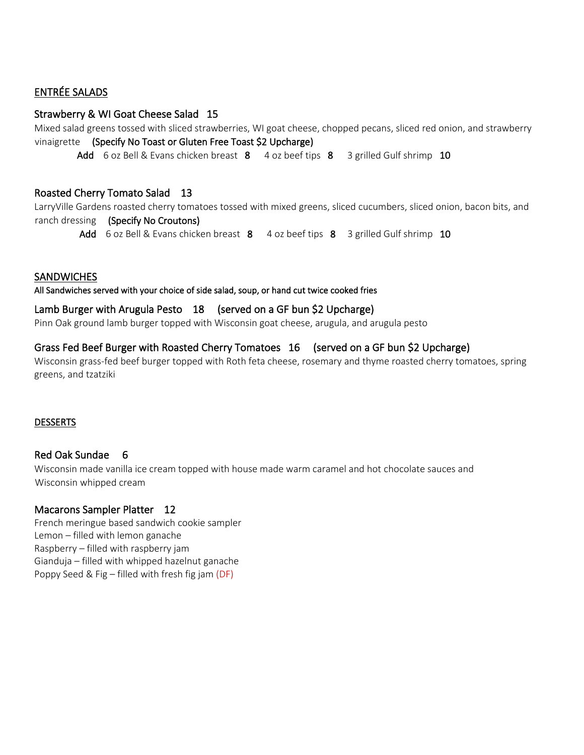## ENTRÉE SALADS

### Strawberry & WI Goat Cheese Salad 15

Mixed salad greens tossed with sliced strawberries, WI goat cheese, chopped pecans, sliced red onion, and strawberry vinaigrette **(Specify No Toast or Gluten Free Toast $2 Upcharge)**

**Add** 6 oz Bell & Evans chicken breast **8** 4 oz beef tips **8** 3 grilled Gulf shrimp **10**

### Roasted Cherry Tomato Salad 13

LarryVille Gardens roasted cherry tomatoes tossed with mixed greens, sliced cucumbers, sliced onion, bacon bits, and ranch dressing **(Specify No Croutons)**

**Add** 6 oz Bell & Evans chicken breast **8** 4 oz beef tips **8** 3 grilled Gulf shrimp **10**

## SANDWICHES

**All Sandwiches served with your choice of side salad, soup, or hand cut twice cooked fries**

### Lamb Burger with Arugula Pesto 18 (served on a GF bun $2 Upcharge)

Pinn Oak ground lamb burger topped with Wisconsin goat cheese, arugula, and arugula pesto

### Grass Fed Beef Burger with Roasted Cherry Tomatoes 16 (served on a GF bun $2 Upcharge)

Wisconsin grass-fed beef burger topped with Roth feta cheese, rosemary and thyme roasted cherry tomatoes, spring greens, and tzatziki

## DESSERTS

### Red Oak Sundae 6

Wisconsin made vanilla ice cream topped with house made warm caramel and hot chocolate sauces and Wisconsin whipped cream

### Macarons Sampler Platter 12

French meringue based sandwich cookie sampler
Lemon – filled with lemon ganache
Raspberry – filled with raspberry jam
Gianduja – filled with whipped hazelnut ganache
Poppy Seed & Fig – filled with fresh fig jam (DF)